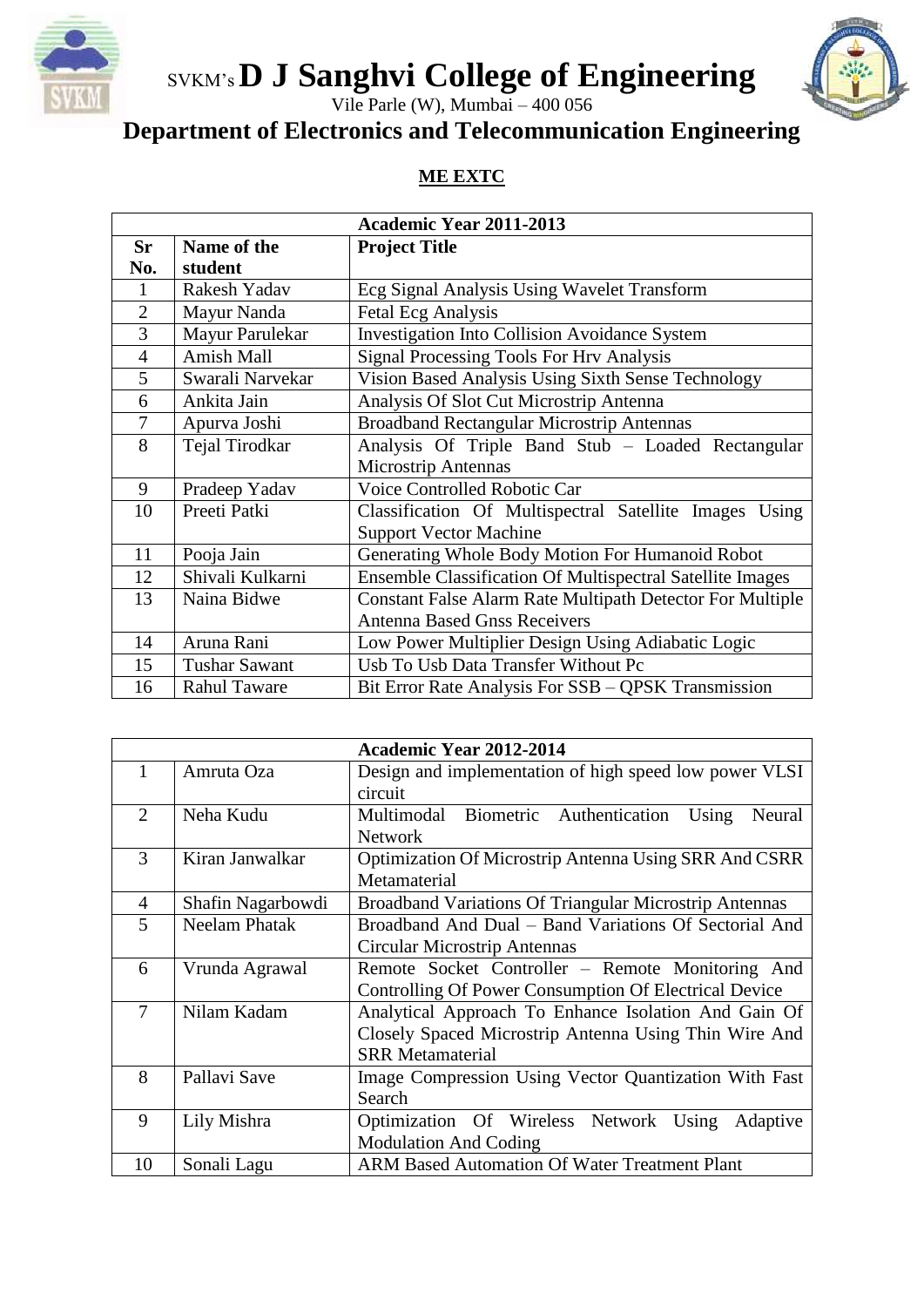SVKM's **D J Sanghvi College of Engineering**

Vile Parle (W), Mumbai – 400 056

# Department of Electronics and Telecommunication Engineering

## ME EXTC

| Academic Year 2011-2013 | | |
|---|---|---|
| **Sr No.** | **Name of the student** | **Project Title** |
| 1 | Rakesh Yadav | Ecg Signal Analysis Using Wavelet Transform |
| 2 | Mayur Nanda | Fetal Ecg Analysis |
| 3 | Mayur Parulekar | Investigation Into Collision Avoidance System |
| 4 | Amish Mall | Signal Processing Tools For Hrv Analysis |
| 5 | Swarali Narvekar | Vision Based Analysis Using Sixth Sense Technology |
| 6 | Ankita Jain | Analysis Of Slot Cut Microstrip Antenna |
| 7 | Apurva Joshi | Broadband Rectangular Microstrip Antennas |
| 8 | Tejal Tirodkar | Analysis Of Triple Band Stub – Loaded Rectangular Microstrip Antennas |
| 9 | Pradeep Yadav | Voice Controlled Robotic Car |
| 10 | Preeti Patki | Classification Of Multispectral Satellite Images Using Support Vector Machine |
| 11 | Pooja Jain | Generating Whole Body Motion For Humanoid Robot |
| 12 | Shivali Kulkarni | Ensemble Classification Of Multispectral Satellite Images |
| 13 | Naina Bidwe | Constant False Alarm Rate Multipath Detector For Multiple Antenna Based Gnss Receivers |
| 14 | Aruna Rani | Low Power Multiplier Design Using Adiabatic Logic |
| 15 | Tushar Sawant | Usb To Usb Data Transfer Without Pc |
| 16 | Rahul Taware | Bit Error Rate Analysis For SSB – QPSK Transmission |

| Academic Year 2012-2014 | | |
|---|---|---|
| 1 | Amruta Oza | Design and implementation of high speed low power VLSI circuit |
| 2 | Neha Kudu | Multimodal Biometric Authentication Using Neural Network |
| 3 | Kiran Janwalkar | Optimization Of Microstrip Antenna Using SRR And CSRR Metamaterial |
| 4 | Shafin Nagarbowdi | Broadband Variations Of Triangular Microstrip Antennas |
| 5 | Neelam Phatak | Broadband And Dual – Band Variations Of Sectorial And Circular Microstrip Antennas |
| 6 | Vrunda Agrawal | Remote Socket Controller – Remote Monitoring And Controlling Of Power Consumption Of Electrical Device |
| 7 | Nilam Kadam | Analytical Approach To Enhance Isolation And Gain Of Closely Spaced Microstrip Antenna Using Thin Wire And SRR Metamaterial |
| 8 | Pallavi Save | Image Compression Using Vector Quantization With Fast Search |
| 9 | Lily Mishra | Optimization Of Wireless Network Using Adaptive Modulation And Coding |
| 10 | Sonali Lagu | ARM Based Automation Of Water Treatment Plant |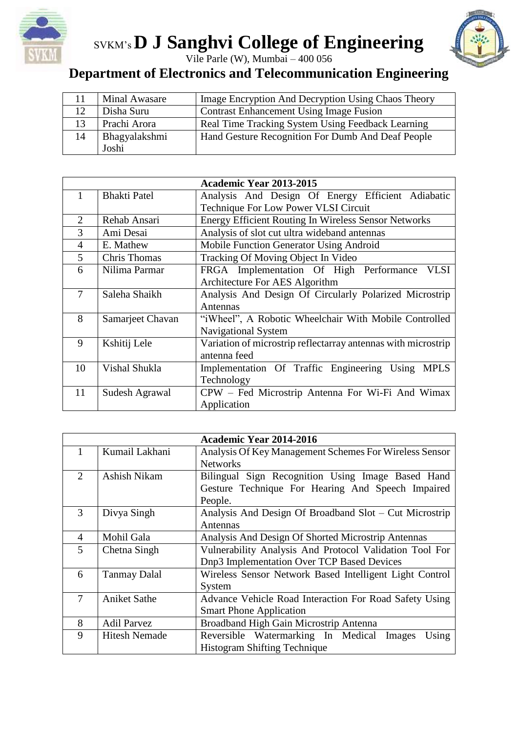# SVKM's D J Sanghvi College of Engineering

Vile Parle (W), Mumbai – 400 056

## Department of Electronics and Telecommunication Engineering

| | | |
|---|---|---|
| 11 | Minal Awasare | Image Encryption And Decryption Using Chaos Theory |
| 12 | Disha Suru | Contrast Enhancement Using Image Fusion |
| 13 | Prachi Arora | Real Time Tracking System Using Feedback Learning |
| 14 | Bhagyalakshmi Joshi | Hand Gesture Recognition For Dumb And Deaf People |

| | | Academic Year 2013-2015 |
|---|---|---|
| 1 | Bhakti Patel | Analysis And Design Of Energy Efficient Adiabatic Technique For Low Power VLSI Circuit |
| 2 | Rehab Ansari | Energy Efficient Routing In Wireless Sensor Networks |
| 3 | Ami Desai | Analysis of slot cut ultra wideband antennas |
| 4 | E. Mathew | Mobile Function Generator Using Android |
| 5 | Chris Thomas | Tracking Of Moving Object In Video |
| 6 | Nilima Parmar | FRGA Implementation Of High Performance VLSI Architecture For AES Algorithm |
| 7 | Saleha Shaikh | Analysis And Design Of Circularly Polarized Microstrip Antennas |
| 8 | Samarjeet Chavan | "iWheel", A Robotic Wheelchair With Mobile Controlled Navigational System |
| 9 | Kshitij Lele | Variation of microstrip reflectarray antennas with microstrip antenna feed |
| 10 | Vishal Shukla | Implementation Of Traffic Engineering Using MPLS Technology |
| 11 | Sudesh Agrawal | CPW – Fed Microstrip Antenna For Wi-Fi And Wimax Application |

| | | Academic Year 2014-2016 |
|---|---|---|
| 1 | Kumail Lakhani | Analysis Of Key Management Schemes For Wireless Sensor Networks |
| 2 | Ashish Nikam | Bilingual Sign Recognition Using Image Based Hand Gesture Technique For Hearing And Speech Impaired People. |
| 3 | Divya Singh | Analysis And Design Of Broadband Slot – Cut Microstrip Antennas |
| 4 | Mohil Gala | Analysis And Design Of Shorted Microstrip Antennas |
| 5 | Chetna Singh | Vulnerability Analysis And Protocol Validation Tool For Dnp3 Implementation Over TCP Based Devices |
| 6 | Tanmay Dalal | Wireless Sensor Network Based Intelligent Light Control System |
| 7 | Aniket Sathe | Advance Vehicle Road Interaction For Road Safety Using Smart Phone Application |
| 8 | Adil Parvez | Broadband High Gain Microstrip Antenna |
| 9 | Hitesh Nemade | Reversible Watermarking In Medical Images Using Histogram Shifting Technique |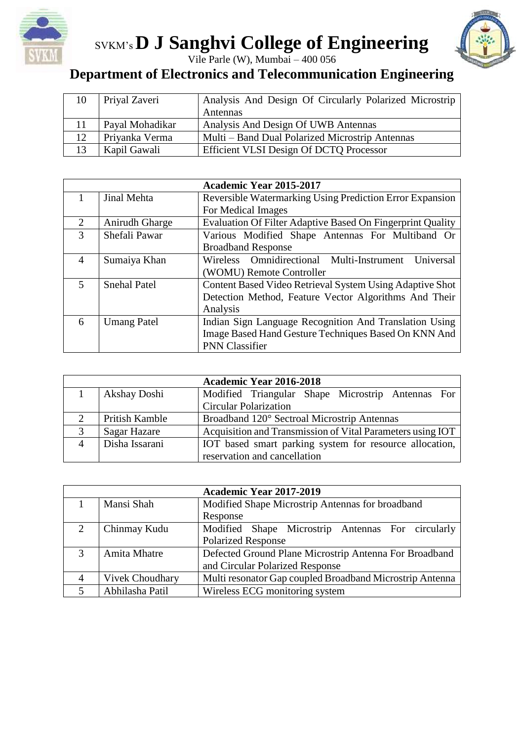# SVKM's D J Sanghvi College of Engineering

Vile Parle (W), Mumbai – 400 056

## Department of Electronics and Telecommunication Engineering

| | | |
|---|---|---|
| 10 | Priyal Zaveri | Analysis And Design Of Circularly Polarized Microstrip Antennas |
| 11 | Payal Mohadikar | Analysis And Design Of UWB Antennas |
| 12 | Priyanka Verma | Multi – Band Dual Polarized Microstrip Antennas |
| 13 | Kapil Gawali | Efficient VLSI Design Of DCTQ Processor |

| **Academic Year 2015-2017** | | |
|---|---|---|
| 1 | Jinal Mehta | Reversible Watermarking Using Prediction Error Expansion For Medical Images |
| 2 | Anirudh Gharge | Evaluation Of Filter Adaptive Based On Fingerprint Quality |
| 3 | Shefali Pawar | Various Modified Shape Antennas For Multiband Or Broadband Response |
| 4 | Sumaiya Khan | Wireless Omnidirectional Multi-Instrument Universal (WOMU) Remote Controller |
| 5 | Snehal Patel | Content Based Video Retrieval System Using Adaptive Shot Detection Method, Feature Vector Algorithms And Their Analysis |
| 6 | Umang Patel | Indian Sign Language Recognition And Translation Using Image Based Hand Gesture Techniques Based On KNN And PNN Classifier |

| **Academic Year 2016-2018** | | |
|---|---|---|
| 1 | Akshay Doshi | Modified Triangular Shape Microstrip Antennas For Circular Polarization |
| 2 | Pritish Kamble | Broadband 120° Sectroal Microstrip Antennas |
| 3 | Sagar Hazare | Acquisition and Transmission of Vital Parameters using IOT |
| 4 | Disha Issarani | IOT based smart parking system for resource allocation, reservation and cancellation |

| **Academic Year 2017-2019** | | |
|---|---|---|
| 1 | Mansi Shah | Modified Shape Microstrip Antennas for broadband Response |
| 2 | Chinmay Kudu | Modified Shape Microstrip Antennas For circularly Polarized Response |
| 3 | Amita Mhatre | Defected Ground Plane Microstrip Antenna For Broadband and Circular Polarized Response |
| 4 | Vivek Choudhary | Multi resonator Gap coupled Broadband Microstrip Antenna |
| 5 | Abhilasha Patil | Wireless ECG monitoring system |